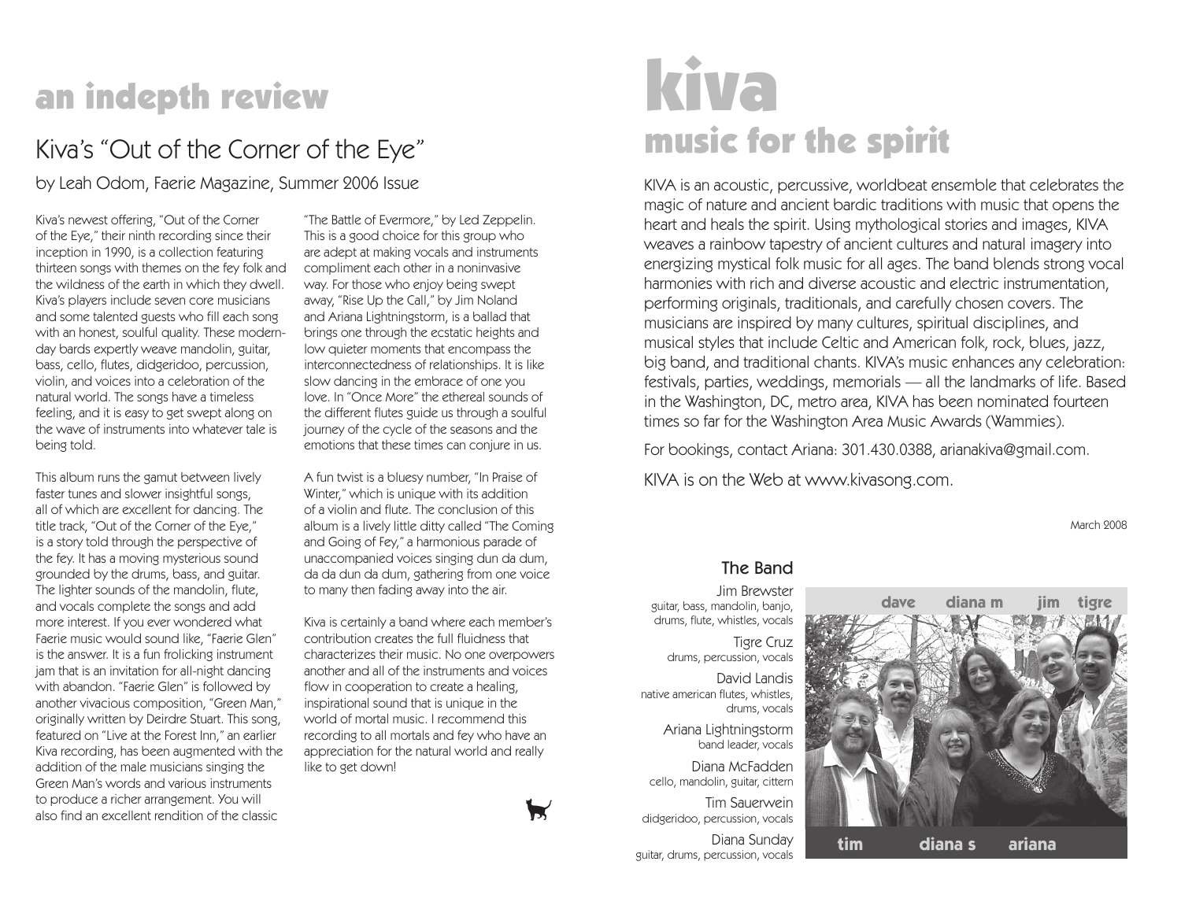# an indepth review

## Kiva's "Out of the Corner of the Eye"

by Leah Odom, Faerie Magazine, Summer 2006 Issue

Kiva's newest offering, "Out of the Corner of the Eye," their ninth recording since their inception in 1990, is a collection featuring thirteen songs with themes on the fey folk and the wildness of the earth in which they dwell. Kiva's players include seven core musicians and some talented guests who fill each song with an honest, soulful quality. These modern-day bards expertly weave mandolin, guitar, bass, cello, flutes, didgeridoo, percussion, violin, and voices into a celebration of the natural world. The songs have a timeless feeling, and it is easy to get swept along on the wave of instruments into whatever tale is being told.

This album runs the gamut between lively faster tunes and slower insightful songs, all of which are excellent for dancing. The title track, "Out of the Corner of the Eye," is a story told through the perspective of the fey. It has a moving mysterious sound grounded by the drums, bass, and guitar. The lighter sounds of the mandolin, flute, and vocals complete the songs and add more interest. If you ever wondered what Faerie music would sound like, "Faerie Glen" is the answer. It is a fun frolicking instrument jam that is an invitation for all-night dancing with abandon. "Faerie Glen" is followed by another vivacious composition, "Green Man," originally written by Deirdre Stuart. This song, featured on "Live at the Forest Inn," an earlier Kiva recording, has been augmented with the addition of the male musicians singing the Green Man's words and various instruments to produce a richer arrangement. You will also find an excellent rendition of the classic "The Battle of Evermore," by Led Zeppelin. This is a good choice for this group who are adept at making vocals and instruments compliment each other in a noninvasive way. For those who enjoy being swept away, "Rise Up the Call," by Jim Noland and Ariana Lightningstorm, is a ballad that brings one through the ecstatic heights and low quieter moments that encompass the interconnectedness of relationships. It is like slow dancing in the embrace of one you love. In "Once More" the ethereal sounds of the different flutes guide us through a soulful journey of the cycle of the seasons and the emotions that these times can conjure in us.

A fun twist is a bluesy number, "In Praise of Winter," which is unique with its addition of a violin and flute. The conclusion of this album is a lively little ditty called "The Coming and Going of Fey," a harmonious parade of unaccompanied voices singing dun da dum, da da dun da dum, gathering from one voice to many then fading away into the air.

Kiva is certainly a band where each member's contribution creates the full fluidness that characterizes their music. No one overpowers another and all of the instruments and voices flow in cooperation to create a healing, inspirational sound that is unique in the world of mortal music. I recommend this recording to all mortals and fey who have an appreciation for the natural world and really like to get down!

# kiva

## music for the spirit

KIVA is an acoustic, percussive, worldbeat ensemble that celebrates the magic of nature and ancient bardic traditions with music that opens the heart and heals the spirit. Using mythological stories and images, KIVA weaves a rainbow tapestry of ancient cultures and natural imagery into energizing mystical folk music for all ages. The band blends strong vocal harmonies with rich and diverse acoustic and electric instrumentation, performing originals, traditionals, and carefully chosen covers. The musicians are inspired by many cultures, spiritual disciplines, and musical styles that include Celtic and American folk, rock, blues, jazz, big band, and traditional chants. KIVA's music enhances any celebration: festivals, parties, weddings, memorials — all the landmarks of life. Based in the Washington, DC, metro area, KIVA has been nominated fourteen times so far for the Washington Area Music Awards (Wammies).

For bookings, contact Ariana: 301.430.0388, arianakiva@gmail.com.

KIVA is on the Web at www.kivasong.com.

March 2008

### The Band

Jim Brewster
guitar, bass, mandolin, banjo, drums, flute, whistles, vocals

Tigre Cruz
drums, percussion, vocals

David Landis
native american flutes, whistles, drums, vocals

Ariana Lightningstorm
band leader, vocals

Diana McFadden
cello, mandolin, guitar, cittern

Tim Sauerwein
didgeridoo, percussion, vocals

Diana Sunday
guitar, drums, percussion, vocals

dave diana m jim tigre

tim diana s ariana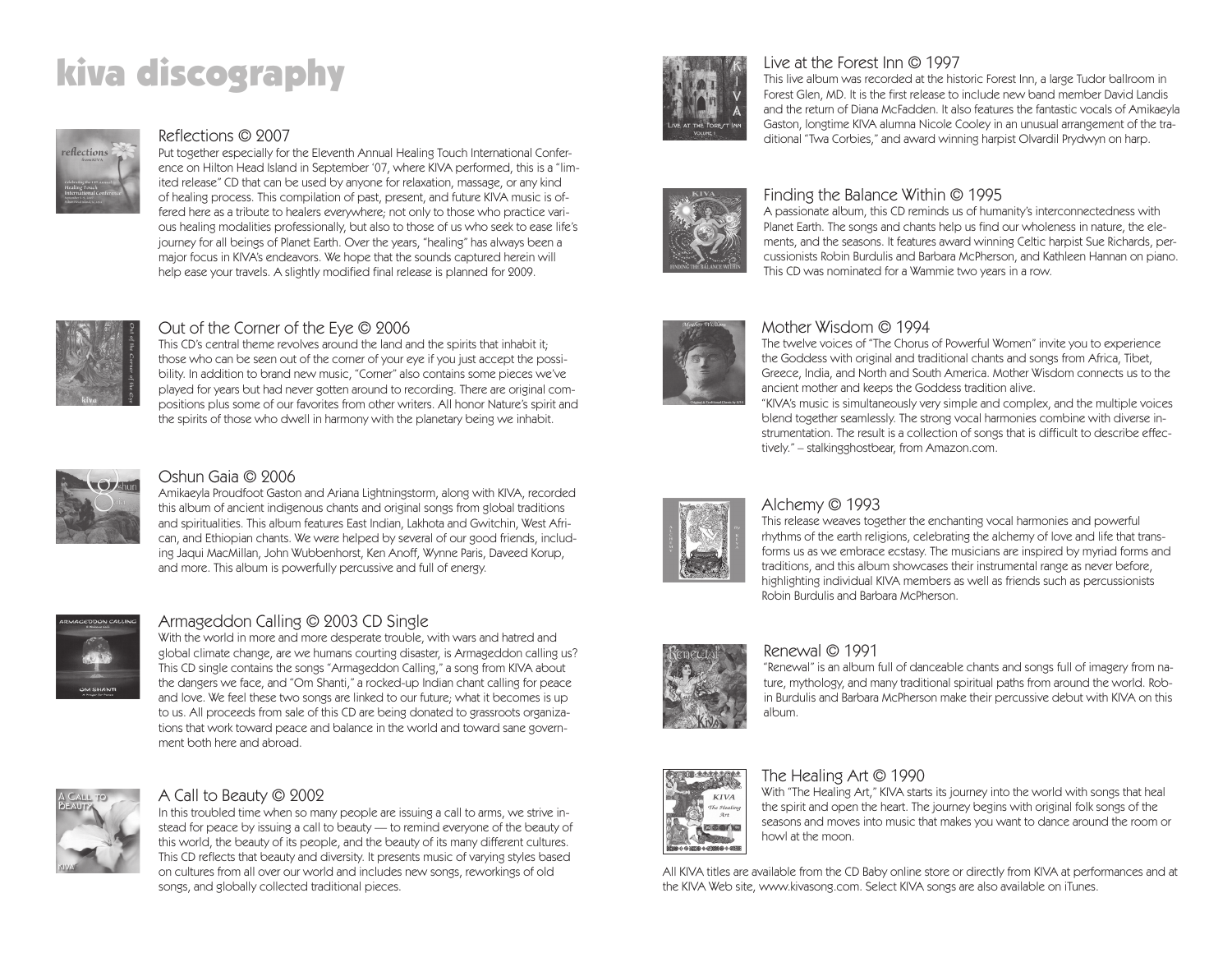# kiva discography

## Reflections © 2007

Put together especially for the Eleventh Annual Healing Touch International Conference on Hilton Head Island in September '07, where KIVA performed, this is a "limited release" CD that can be used by anyone for relaxation, massage, or any kind of healing process. This compilation of past, present, and future KIVA music is offered here as a tribute to healers everywhere; not only to those who practice various healing modalities professionally, but also to those of us who seek to ease life's journey for all beings of Planet Earth. Over the years, "healing" has always been a major focus in KIVA's endeavors. We hope that the sounds captured herein will help ease your travels. A slightly modified final release is planned for 2009.

## Out of the Corner of the Eye © 2006

This CD's central theme revolves around the land and the spirits that inhabit it; those who can be seen out of the corner of your eye if you just accept the possibility. In addition to brand new music, "Corner" also contains some pieces we've played for years but had never gotten around to recording. There are original compositions plus some of our favorites from other writers. All honor Nature's spirit and the spirits of those who dwell in harmony with the planetary being we inhabit.

## Oshun Gaia © 2006

Amikaeyla Proudfoot Gaston and Ariana Lightningstorm, along with KIVA, recorded this album of ancient indigenous chants and original songs from global traditions and spiritualities. This album features East Indian, Lakhota and Gwitchin, West African, and Ethiopian chants. We were helped by several of our good friends, including Jaqui MacMillan, John Wubbenhorst, Ken Anoff, Wynne Paris, Daveed Korup, and more. This album is powerfully percussive and full of energy.

## Armageddon Calling © 2003 CD Single

With the world in more and more desperate trouble, with wars and hatred and global climate change, are we humans courting disaster, is Armageddon calling us? This CD single contains the songs "Armageddon Calling," a song from KIVA about the dangers we face, and "Om Shanti," a rocked-up Indian chant calling for peace and love. We feel these two songs are linked to our future; what it becomes is up to us. All proceeds from sale of this CD are being donated to grassroots organizations that work toward peace and balance in the world and toward sane government both here and abroad.

## A Call to Beauty © 2002

In this troubled time when so many people are issuing a call to arms, we strive instead for peace by issuing a call to beauty — to remind everyone of the beauty of this world, the beauty of its people, and the beauty of its many different cultures. This CD reflects that beauty and diversity. It presents music of varying styles based on cultures from all over our world and includes new songs, reworkings of old songs, and globally collected traditional pieces.

## Live at the Forest Inn © 1997

This live album was recorded at the historic Forest Inn, a large Tudor ballroom in Forest Glen, MD. It is the first release to include new band member David Landis and the return of Diana McFadden. It also features the fantastic vocals of Amikaeyla Gaston, longtime KIVA alumna Nicole Cooley in an unusual arrangement of the traditional "Twa Corbies," and award winning harpist Olvardil Prydwyn on harp.

## Finding the Balance Within © 1995

A passionate album, this CD reminds us of humanity's interconnectedness with Planet Earth. The songs and chants help us find our wholeness in nature, the elements, and the seasons. It features award winning Celtic harpist Sue Richards, percussionists Robin Burdulis and Barbara McPherson, and Kathleen Hannan on piano. This CD was nominated for a Wammie two years in a row.

## Mother Wisdom © 1994

The twelve voices of "The Chorus of Powerful Women" invite you to experience the Goddess with original and traditional chants and songs from Africa, Tibet, Greece, India, and North and South America. Mother Wisdom connects us to the ancient mother and keeps the Goddess tradition alive.

"KIVA's music is simultaneously very simple and complex, and the multiple voices blend together seamlessly. The strong vocal harmonies combine with diverse instrumentation. The result is a collection of songs that is difficult to describe effectively." – stalkingghostbear, from Amazon.com.

## Alchemy © 1993

This release weaves together the enchanting vocal harmonies and powerful rhythms of the earth religions, celebrating the alchemy of love and life that transforms us as we embrace ecstasy. The musicians are inspired by myriad forms and traditions, and this album showcases their instrumental range as never before, highlighting individual KIVA members as well as friends such as percussionists Robin Burdulis and Barbara McPherson.

## Renewal © 1991

"Renewal" is an album full of danceable chants and songs full of imagery from nature, mythology, and many traditional spiritual paths from around the world. Robin Burdulis and Barbara McPherson make their percussive debut with KIVA on this album.

## The Healing Art © 1990

With "The Healing Art," KIVA starts its journey into the world with songs that heal the spirit and open the heart. The journey begins with original folk songs of the seasons and moves into music that makes you want to dance around the room or howl at the moon.

All KIVA titles are available from the CD Baby online store or directly from KIVA at performances and at the KIVA Web site, www.kivasong.com. Select KIVA songs are also available on iTunes.